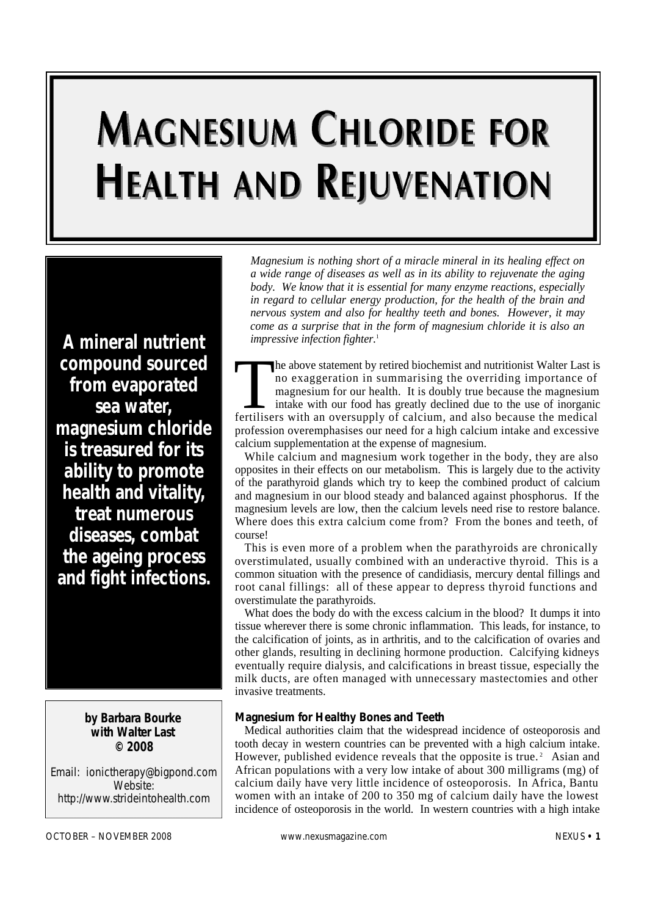# MAGNESIUM CHLORIDE FOR HEALTH AND REJUVENATION

**A mineral nutrient compound sourced from evaporated sea water, magnesium chloride is treasured for its ability to promote health and vitality, treat numerous diseases, combat the ageing process and fight infections.**

**by Barbara Bourke with Walter Last © 2008**

Email: ionictherapy@bigpond.com
Website: http://www.strideintohealth.com

*Magnesium is nothing short of a miracle mineral in its healing effect on a wide range of diseases as well as in its ability to rejuvenate the aging body. We know that it is essential for many enzyme reactions, especially in regard to cellular energy production, for the health of the brain and nervous system and also for healthy teeth and bones. However, it may come as a surprise that in the form of magnesium chloride it is also an impressive infection fighter.*[1]

The above statement by retired biochemist and nutritionist Walter Last is no exaggeration in summarising the overriding importance of magnesium for our health. It is doubly true because the magnesium intake with our food has greatly declined due to the use of inorganic fertilisers with an oversupply of calcium, and also because the medical profession overemphasises our need for a high calcium intake and excessive calcium supplementation at the expense of magnesium.

While calcium and magnesium work together in the body, they are also opposites in their effects on our metabolism. This is largely due to the activity of the parathyroid glands which try to keep the combined product of calcium and magnesium in our blood steady and balanced against phosphorus. If the magnesium levels are low, then the calcium levels need rise to restore balance. Where does this extra calcium come from? From the bones and teeth, of course!

This is even more of a problem when the parathyroids are chronically overstimulated, usually combined with an underactive thyroid. This is a common situation with the presence of candidiasis, mercury dental fillings and root canal fillings: all of these appear to depress thyroid functions and overstimulate the parathyroids.

What does the body do with the excess calcium in the blood? It dumps it into tissue wherever there is some chronic inflammation. This leads, for instance, to the calcification of joints, as in arthritis, and to the calcification of ovaries and other glands, resulting in declining hormone production. Calcifying kidneys eventually require dialysis, and calcifications in breast tissue, especially the milk ducts, are often managed with unnecessary mastectomies and other invasive treatments.

### Magnesium for Healthy Bones and Teeth

Medical authorities claim that the widespread incidence of osteoporosis and tooth decay in western countries can be prevented with a high calcium intake. However, published evidence reveals that the opposite is true.[2] Asian and African populations with a very low intake of about 300 milligrams (mg) of calcium daily have very little incidence of osteoporosis. In Africa, Bantu women with an intake of 200 to 350 mg of calcium daily have the lowest incidence of osteoporosis in the world. In western countries with a high intake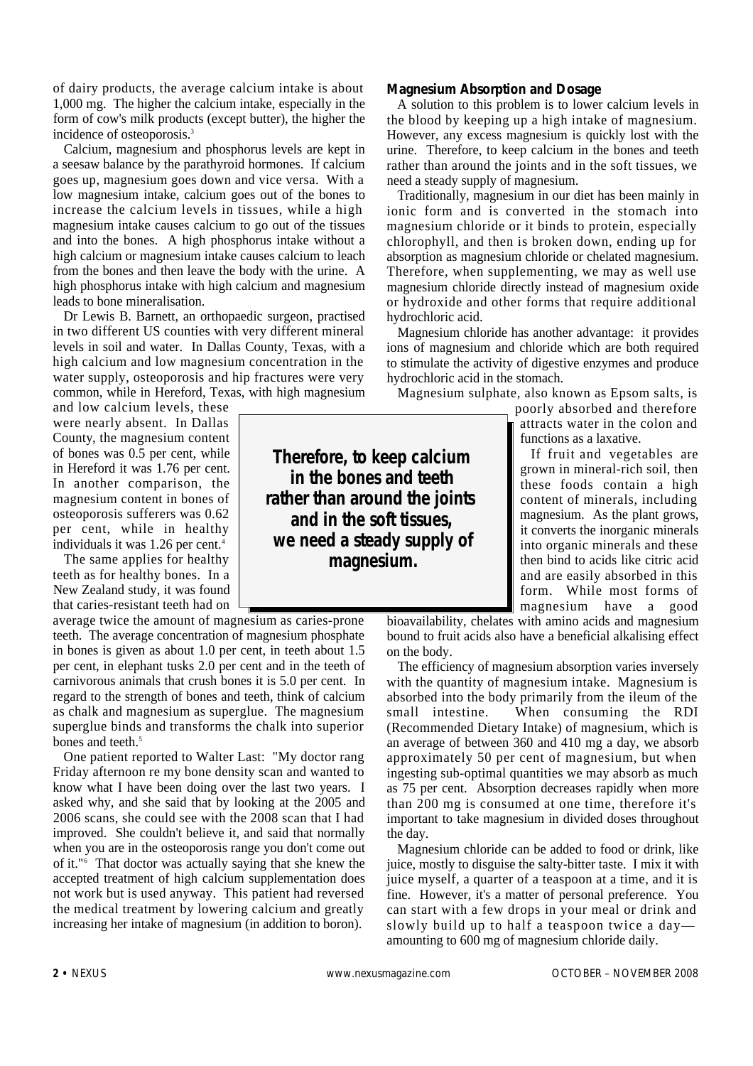of dairy products, the average calcium intake is about 1,000 mg. The higher the calcium intake, especially in the form of cow's milk products (except butter), the higher the incidence of osteoporosis.[3]

Calcium, magnesium and phosphorus levels are kept in a seesaw balance by the parathyroid hormones. If calcium goes up, magnesium goes down and vice versa. With a low magnesium intake, calcium goes out of the bones to increase the calcium levels in tissues, while a high magnesium intake causes calcium to go out of the tissues and into the bones. A high phosphorus intake without a high calcium or magnesium intake causes calcium to leach from the bones and then leave the body with the urine. A high phosphorus intake with high calcium and magnesium leads to bone mineralisation.

Dr Lewis B. Barnett, an orthopaedic surgeon, practised in two different US counties with very different mineral levels in soil and water. In Dallas County, Texas, with a high calcium and low magnesium concentration in the water supply, osteoporosis and hip fractures were very common, while in Hereford, Texas, with high magnesium and low calcium levels, these were nearly absent. In Dallas County, the magnesium content of bones was 0.5 per cent, while in Hereford it was 1.76 per cent. In another comparison, the magnesium content in bones of osteoporosis sufferers was 0.62 per cent, while in healthy individuals it was 1.26 per cent.[4]

The same applies for healthy teeth as for healthy bones. In a New Zealand study, it was found that caries-resistant teeth had on average twice the amount of magnesium as caries-prone teeth. The average concentration of magnesium phosphate in bones is given as about 1.0 per cent, in teeth about 1.5 per cent, in elephant tusks 2.0 per cent and in the teeth of carnivorous animals that crush bones it is 5.0 per cent. In regard to the strength of bones and teeth, think of calcium as chalk and magnesium as superglue. The magnesium superglue binds and transforms the chalk into superior bones and teeth.[5]

One patient reported to Walter Last: "My doctor rang Friday afternoon re my bone density scan and wanted to know what I have been doing over the last two years. I asked why, and she said that by looking at the 2005 and 2006 scans, she could see with the 2008 scan that I had improved. She couldn't believe it, and said that normally when you are in the osteoporosis range you don't come out of it."[6] That doctor was actually saying that she knew the accepted treatment of high calcium supplementation does not work but is used anyway. This patient had reversed the medical treatment by lowering calcium and greatly increasing her intake of magnesium (in addition to boron).

**Therefore, to keep calcium in the bones and teeth rather than around the joints and in the soft tissues, we need a steady supply of magnesium.**

## Magnesium Absorption and Dosage

A solution to this problem is to lower calcium levels in the blood by keeping up a high intake of magnesium. However, any excess magnesium is quickly lost with the urine. Therefore, to keep calcium in the bones and teeth rather than around the joints and in the soft tissues, we need a steady supply of magnesium.

Traditionally, magnesium in our diet has been mainly in ionic form and is converted in the stomach into magnesium chloride or it binds to protein, especially chlorophyll, and then is broken down, ending up for absorption as magnesium chloride or chelated magnesium. Therefore, when supplementing, we may as well use magnesium chloride directly instead of magnesium oxide or hydroxide and other forms that require additional hydrochloric acid.

Magnesium chloride has another advantage: it provides ions of magnesium and chloride which are both required to stimulate the activity of digestive enzymes and produce hydrochloric acid in the stomach.

Magnesium sulphate, also known as Epsom salts, is poorly absorbed and therefore attracts water in the colon and functions as a laxative.

If fruit and vegetables are grown in mineral-rich soil, then these foods contain a high content of minerals, including magnesium. As the plant grows, it converts the inorganic minerals into organic minerals and these then bind to acids like citric acid and are easily absorbed in this form. While most forms of magnesium have a good bioavailability, chelates with amino acids and magnesium bound to fruit acids also have a beneficial alkalising effect on the body.

The efficiency of magnesium absorption varies inversely with the quantity of magnesium intake. Magnesium is absorbed into the body primarily from the ileum of the small intestine. When consuming the RDI (Recommended Dietary Intake) of magnesium, which is an average of between 360 and 410 mg a day, we absorb approximately 50 per cent of magnesium, but when ingesting sub-optimal quantities we may absorb as much as 75 per cent. Absorption decreases rapidly when more than 200 mg is consumed at one time, therefore it's important to take magnesium in divided doses throughout the day.

Magnesium chloride can be added to food or drink, like juice, mostly to disguise the salty-bitter taste. I mix it with juice myself, a quarter of a teaspoon at a time, and it is fine. However, it's a matter of personal preference. You can start with a few drops in your meal or drink and slowly build up to half a teaspoon twice a day—amounting to 600 mg of magnesium chloride daily.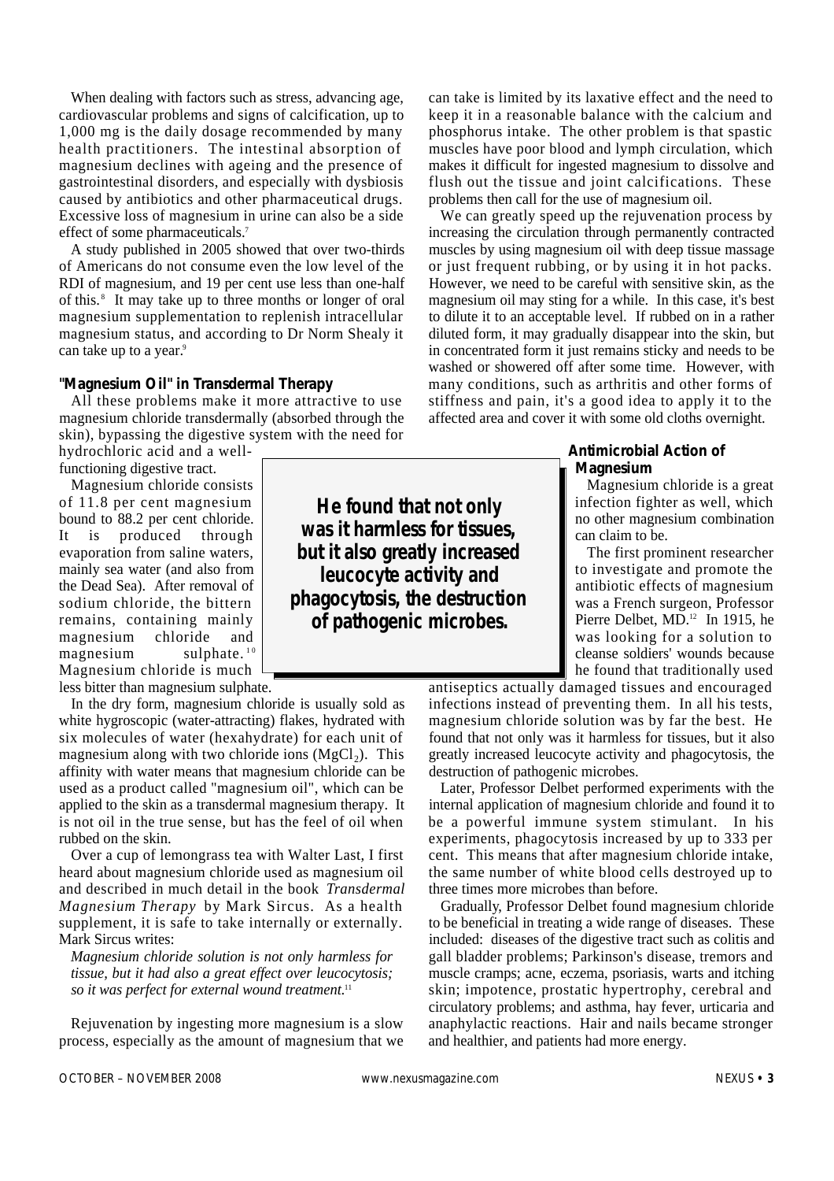When dealing with factors such as stress, advancing age, cardiovascular problems and signs of calcification, up to 1,000 mg is the daily dosage recommended by many health practitioners. The intestinal absorption of magnesium declines with ageing and the presence of gastrointestinal disorders, and especially with dysbiosis caused by antibiotics and other pharmaceutical drugs. Excessive loss of magnesium in urine can also be a side effect of some pharmaceuticals.[7]

A study published in 2005 showed that over two-thirds of Americans do not consume even the low level of the RDI of magnesium, and 19 per cent use less than one-half of this.[8] It may take up to three months or longer of oral magnesium supplementation to replenish intracellular magnesium status, and according to Dr Norm Shealy it can take up to a year.[9]

### "Magnesium Oil" in Transdermal Therapy

All these problems make it more attractive to use magnesium chloride transdermally (absorbed through the skin), bypassing the digestive system with the need for hydrochloric acid and a well-functioning digestive tract.

Magnesium chloride consists of 11.8 per cent magnesium bound to 88.2 per cent chloride. It is produced through evaporation from saline waters, mainly sea water (and also from the Dead Sea). After removal of sodium chloride, the bittern remains, containing mainly magnesium chloride and magnesium sulphate.[10] Magnesium chloride is much less bitter than magnesium sulphate.

> **He found that not only was it harmless for tissues, but it also greatly increased leucocyte activity and phagocytosis, the destruction of pathogenic microbes.**

In the dry form, magnesium chloride is usually sold as white hygroscopic (water-attracting) flakes, hydrated with six molecules of water (hexahydrate) for each unit of magnesium along with two chloride ions ($MgCl_2$). This affinity with water means that magnesium chloride can be used as a product called "magnesium oil", which can be applied to the skin as a transdermal magnesium therapy. It is not oil in the true sense, but has the feel of oil when rubbed on the skin.

Over a cup of lemongrass tea with Walter Last, I first heard about magnesium chloride used as magnesium oil and described in much detail in the book *Transdermal Magnesium Therapy* by Mark Sircus. As a health supplement, it is safe to take internally or externally. Mark Sircus writes:

> *Magnesium chloride solution is not only harmless for tissue, but it had also a great effect over leucocytosis; so it was perfect for external wound treatment.*[11]

Rejuvenation by ingesting more magnesium is a slow process, especially as the amount of magnesium that we can take is limited by its laxative effect and the need to keep it in a reasonable balance with the calcium and phosphorus intake. The other problem is that spastic muscles have poor blood and lymph circulation, which makes it difficult for ingested magnesium to dissolve and flush out the tissue and joint calcifications. These problems then call for the use of magnesium oil.

We can greatly speed up the rejuvenation process by increasing the circulation through permanently contracted muscles by using magnesium oil with deep tissue massage or just frequent rubbing, or by using it in hot packs. However, we need to be careful with sensitive skin, as the magnesium oil may sting for a while. In this case, it's best to dilute it to an acceptable level. If rubbed on in a rather diluted form, it may gradually disappear into the skin, but in concentrated form it just remains sticky and needs to be washed or showered off after some time. However, with many conditions, such as arthritis and other forms of stiffness and pain, it's a good idea to apply it to the affected area and cover it with some old cloths overnight.

### Antimicrobial Action of Magnesium

Magnesium chloride is a great infection fighter as well, which no other magnesium combination can claim to be.

The first prominent researcher to investigate and promote the antibiotic effects of magnesium was a French surgeon, Professor Pierre Delbet, MD.[12] In 1915, he was looking for a solution to cleanse soldiers' wounds because he found that traditionally used antiseptics actually damaged tissues and encouraged infections instead of preventing them. In all his tests, magnesium chloride solution was by far the best. He found that not only was it harmless for tissues, but it also greatly increased leucocyte activity and phagocytosis, the destruction of pathogenic microbes.

Later, Professor Delbet performed experiments with the internal application of magnesium chloride and found it to be a powerful immune system stimulant. In his experiments, phagocytosis increased by up to 333 per cent. This means that after magnesium chloride intake, the same number of white blood cells destroyed up to three times more microbes than before.

Gradually, Professor Delbet found magnesium chloride to be beneficial in treating a wide range of diseases. These included: diseases of the digestive tract such as colitis and gall bladder problems; Parkinson's disease, tremors and muscle cramps; acne, eczema, psoriasis, warts and itching skin; impotence, prostatic hypertrophy, cerebral and circulatory problems; and asthma, hay fever, urticaria and anaphylactic reactions. Hair and nails became stronger and healthier, and patients had more energy.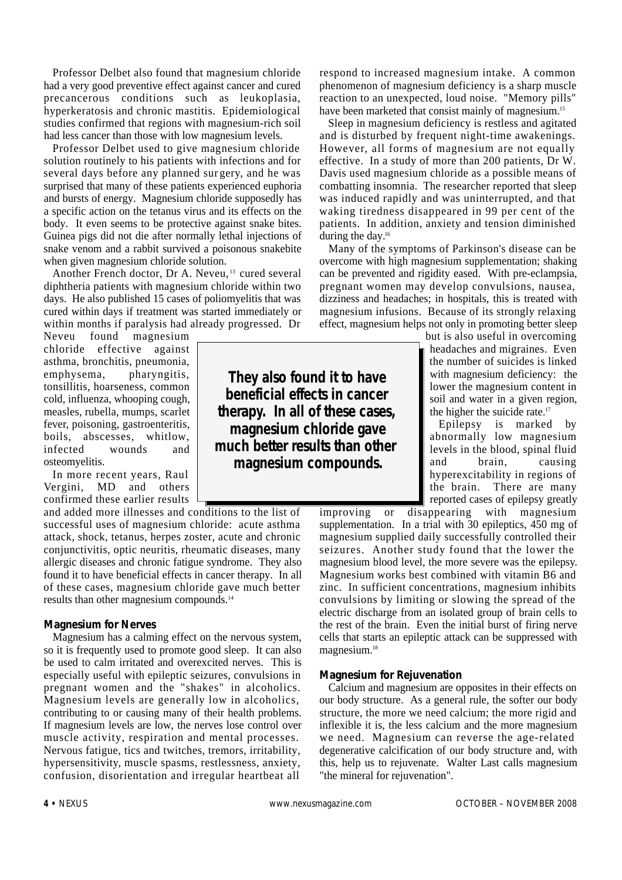Professor Delbet also found that magnesium chloride had a very good preventive effect against cancer and cured precancerous conditions such as leukoplasia, hyperkeratosis and chronic mastitis. Epidemiological studies confirmed that regions with magnesium-rich soil had less cancer than those with low magnesium levels.

Professor Delbet used to give magnesium chloride solution routinely to his patients with infections and for several days before any planned surgery, and he was surprised that many of these patients experienced euphoria and bursts of energy. Magnesium chloride supposedly has a specific action on the tetanus virus and its effects on the body. It even seems to be protective against snake bites. Guinea pigs did not die after normally lethal injections of snake venom and a rabbit survived a poisonous snakebite when given magnesium chloride solution.

Another French doctor, Dr A. Neveu,[13] cured several diphtheria patients with magnesium chloride within two days. He also published 15 cases of poliomyelitis that was cured within days if treatment was started immediately or within months if paralysis had already progressed. Dr Neveu found magnesium chloride effective against asthma, bronchitis, pneumonia, emphysema, pharyngitis, tonsillitis, hoarseness, common cold, influenza, whooping cough, measles, rubella, mumps, scarlet fever, poisoning, gastroenteritis, boils, abscesses, whitlow, infected wounds and osteomyelitis.

In more recent years, Raul Vergini, MD and others confirmed these earlier results and added more illnesses and conditions to the list of successful uses of magnesium chloride: acute asthma attack, shock, tetanus, herpes zoster, acute and chronic conjunctivitis, optic neuritis, rheumatic diseases, many allergic diseases and chronic fatigue syndrome. They also found it to have beneficial effects in cancer therapy. In all of these cases, magnesium chloride gave much better results than other magnesium compounds.[14]

> **They also found it to have beneficial effects in cancer therapy. In all of these cases, magnesium chloride gave much better results than other magnesium compounds.**

## Magnesium for Nerves

Magnesium has a calming effect on the nervous system, so it is frequently used to promote good sleep. It can also be used to calm irritated and overexcited nerves. This is especially useful with epileptic seizures, convulsions in pregnant women and the "shakes" in alcoholics. Magnesium levels are generally low in alcoholics, contributing to or causing many of their health problems. If magnesium levels are low, the nerves lose control over muscle activity, respiration and mental processes. Nervous fatigue, tics and twitches, tremors, irritability, hypersensitivity, muscle spasms, restlessness, anxiety, confusion, disorientation and irregular heartbeat all respond to increased magnesium intake. A common phenomenon of magnesium deficiency is a sharp muscle reaction to an unexpected, loud noise. "Memory pills" have been marketed that consist mainly of magnesium.[15]

Sleep in magnesium deficiency is restless and agitated and is disturbed by frequent night-time awakenings. However, all forms of magnesium are not equally effective. In a study of more than 200 patients, Dr W. Davis used magnesium chloride as a possible means of combatting insomnia. The researcher reported that sleep was induced rapidly and was uninterrupted, and that waking tiredness disappeared in 99 per cent of the patients. In addition, anxiety and tension diminished during the day.[16]

Many of the symptoms of Parkinson's disease can be overcome with high magnesium supplementation; shaking can be prevented and rigidity eased. With pre-eclampsia, pregnant women may develop convulsions, nausea, dizziness and headaches; in hospitals, this is treated with magnesium infusions. Because of its strongly relaxing effect, magnesium helps not only in promoting better sleep but is also useful in overcoming headaches and migraines. Even the number of suicides is linked with magnesium deficiency: the lower the magnesium content in soil and water in a given region, the higher the suicide rate.[17]

Epilepsy is marked by abnormally low magnesium levels in the blood, spinal fluid and brain, causing hyperexcitability in regions of the brain. There are many reported cases of epilepsy greatly improving or disappearing with magnesium supplementation. In a trial with 30 epileptics, 450 mg of magnesium supplied daily successfully controlled their seizures. Another study found that the lower the magnesium blood level, the more severe was the epilepsy. Magnesium works best combined with vitamin B6 and zinc. In sufficient concentrations, magnesium inhibits convulsions by limiting or slowing the spread of the electric discharge from an isolated group of brain cells to the rest of the brain. Even the initial burst of firing nerve cells that starts an epileptic attack can be suppressed with magnesium.[18]

## Magnesium for Rejuvenation

Calcium and magnesium are opposites in their effects on our body structure. As a general rule, the softer our body structure, the more we need calcium; the more rigid and inflexible it is, the less calcium and the more magnesium we need. Magnesium can reverse the age-related degenerative calcification of our body structure and, with this, help us to rejuvenate. Walter Last calls magnesium "the mineral for rejuvenation".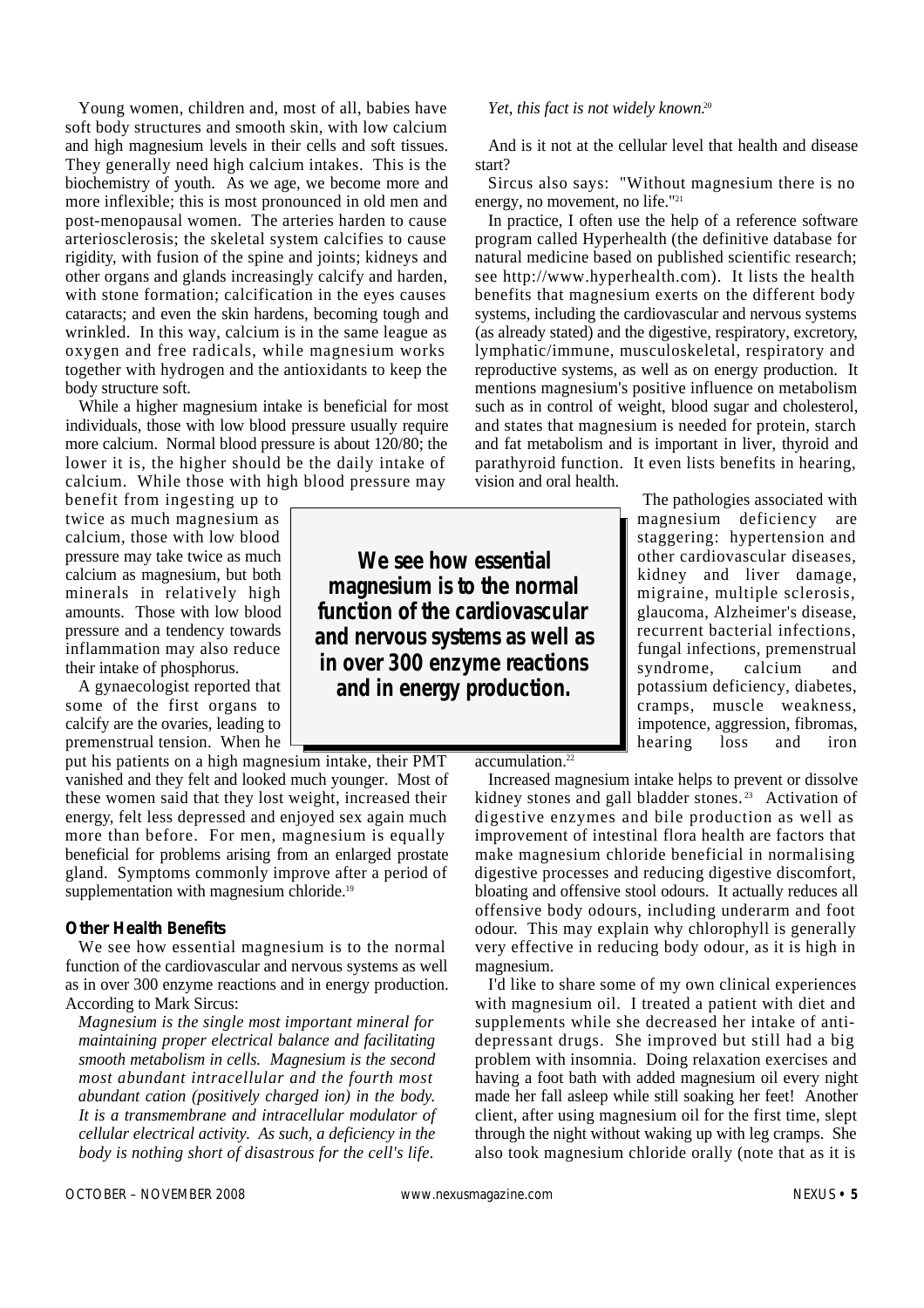Young women, children and, most of all, babies have soft body structures and smooth skin, with low calcium and high magnesium levels in their cells and soft tissues. They generally need high calcium intakes. This is the biochemistry of youth. As we age, we become more and more inflexible; this is most pronounced in old men and post-menopausal women. The arteries harden to cause arteriosclerosis; the skeletal system calcifies to cause rigidity, with fusion of the spine and joints; kidneys and other organs and glands increasingly calcify and harden, with stone formation; calcification in the eyes causes cataracts; and even the skin hardens, becoming tough and wrinkled. In this way, calcium is in the same league as oxygen and free radicals, while magnesium works together with hydrogen and the antioxidants to keep the body structure soft.

While a higher magnesium intake is beneficial for most individuals, those with low blood pressure usually require more calcium. Normal blood pressure is about 120/80; the lower it is, the higher should be the daily intake of calcium. While those with high blood pressure may benefit from ingesting up to twice as much magnesium as calcium, those with low blood pressure may take twice as much calcium as magnesium, but both minerals in relatively high amounts. Those with low blood pressure and a tendency towards inflammation may also reduce their intake of phosphorus.

A gynaecologist reported that some of the first organs to calcify are the ovaries, leading to premenstrual tension. When he put his patients on a high magnesium intake, their PMT vanished and they felt and looked much younger. Most of these women said that they lost weight, increased their energy, felt less depressed and enjoyed sex again much more than before. For men, magnesium is equally beneficial for problems arising from an enlarged prostate gland. Symptoms commonly improve after a period of supplementation with magnesium chloride.[19]

**We see how essential magnesium is to the normal function of the cardiovascular and nervous systems as well as in over 300 enzyme reactions and in energy production.**

### Other Health Benefits

We see how essential magnesium is to the normal function of the cardiovascular and nervous systems as well as in over 300 enzyme reactions and in energy production. According to Mark Sircus:

*Magnesium is the single most important mineral for maintaining proper electrical balance and facilitating smooth metabolism in cells. Magnesium is the second most abundant intracellular and the fourth most abundant cation (positively charged ion) in the body. It is a transmembrane and intracellular modulator of cellular electrical activity. As such, a deficiency in the body is nothing short of disastrous for the cell's life. Yet, this fact is not widely known.*[20]

And is it not at the cellular level that health and disease start?

Sircus also says: "Without magnesium there is no energy, no movement, no life."[21]

In practice, I often use the help of a reference software program called Hyperhealth (the definitive database for natural medicine based on published scientific research; see http://www.hyperhealth.com). It lists the health benefits that magnesium exerts on the different body systems, including the cardiovascular and nervous systems (as already stated) and the digestive, respiratory, excretory, lymphatic/immune, musculoskeletal, respiratory and reproductive systems, as well as on energy production. It mentions magnesium's positive influence on metabolism such as in control of weight, blood sugar and cholesterol, and states that magnesium is needed for protein, starch and fat metabolism and is important in liver, thyroid and parathyroid function. It even lists benefits in hearing, vision and oral health.

The pathologies associated with magnesium deficiency are staggering: hypertension and other cardiovascular diseases, kidney and liver damage, migraine, multiple sclerosis, glaucoma, Alzheimer's disease, recurrent bacterial infections, fungal infections, premenstrual syndrome, calcium and potassium deficiency, diabetes, cramps, muscle weakness, impotence, aggression, fibromas, hearing loss and iron accumulation.[22]

Increased magnesium intake helps to prevent or dissolve kidney stones and gall bladder stones.[23] Activation of digestive enzymes and bile production as well as improvement of intestinal flora health are factors that make magnesium chloride beneficial in normalising digestive processes and reducing digestive discomfort, bloating and offensive stool odours. It actually reduces all offensive body odours, including underarm and foot odour. This may explain why chlorophyll is generally very effective in reducing body odour, as it is high in magnesium.

I'd like to share some of my own clinical experiences with magnesium oil. I treated a patient with diet and supplements while she decreased her intake of anti-depressant drugs. She improved but still had a big problem with insomnia. Doing relaxation exercises and having a foot bath with added magnesium oil every night made her fall asleep while still soaking her feet! Another client, after using magnesium oil for the first time, slept through the night without waking up with leg cramps. She also took magnesium chloride orally (note that as it is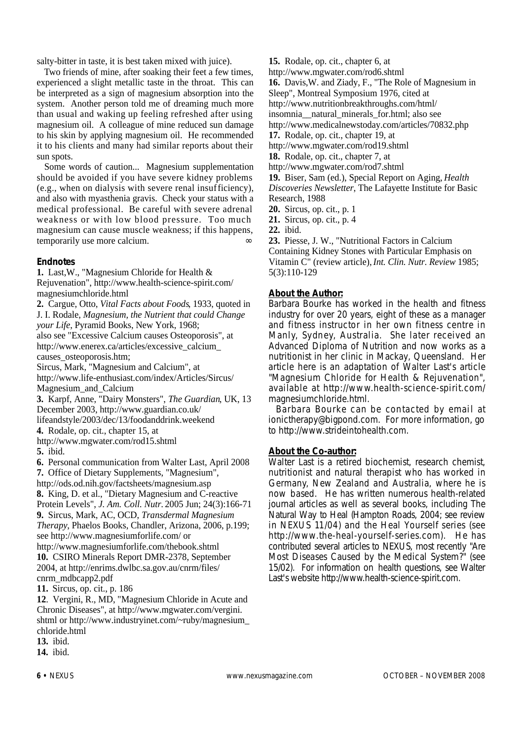salty-bitter in taste, it is best taken mixed with juice).

Two friends of mine, after soaking their feet a few times, experienced a slight metallic taste in the throat. This can be interpreted as a sign of magnesium absorption into the system. Another person told me of dreaming much more than usual and waking up feeling refreshed after using magnesium oil. A colleague of mine reduced sun damage to his skin by applying magnesium oil. He recommended it to his clients and many had similar reports about their sun spots.

Some words of caution... Magnesium supplementation should be avoided if you have severe kidney problems (e.g., when on dialysis with severe renal insufficiency), and also with myasthenia gravis. Check your status with a medical professional. Be careful with severe adrenal weakness or with low blood pressure. Too much magnesium can cause muscle weakness; if this happens, temporarily use more calcium. ∞

## Endnotes

**1.** Last,W., "Magnesium Chloride for Health & Rejuvenation", http://www.health-science-spirit.com/magnesiumchloride.html

**2.** Cargue, Otto, *Vital Facts about Foods*, 1933, quoted in J. I. Rodale, *Magnesium, the Nutrient that could Change your Life*, Pyramid Books, New York, 1968; also see "Excessive Calcium causes Osteoporosis", at http://www.enerex.ca/articles/excessive_calcium_causes_osteoporosis.htm; Sircus, Mark, "Magnesium and Calcium", at http://www.life-enthusiast.com/index/Articles/Sircus/Magnesium_and_Calcium

**3.** Karpf, Anne, "Dairy Monsters", *The Guardian*, UK, 13 December 2003, http://www.guardian.co.uk/lifeandstyle/2003/dec/13/foodanddrink.weekend

**4.** Rodale, op. cit., chapter 15, at http://www.mgwater.com/rod15.shtml

**5.** ibid.

**6.** Personal communication from Walter Last, April 2008

**7.** Office of Dietary Supplements, "Magnesium", http://ods.od.nih.gov/factsheets/magnesium.asp

**8.** King, D. et al., "Dietary Magnesium and C-reactive Protein Levels", *J. Am. Coll. Nutr.* 2005 Jun; 24(3):166-71

**9.** Sircus, Mark, AC, OCD, *Transdermal Magnesium Therapy*, Phaelos Books, Chandler, Arizona, 2006, p.199; see http://www.magnesiumforlife.com/ or http://www.magnesiumforlife.com/thebook.shtml

**10.** CSIRO Minerals Report DMR-2378, September 2004, at http://enrims.dwlbc.sa.gov.au/cnrm/files/cnrm_mdbcapp2.pdf

**11.** Sircus, op. cit., p. 186

**12**. Vergini, R., MD, "Magnesium Chloride in Acute and Chronic Diseases", at http://www.mgwater.com/vergini.shtml or http://www.industryinet.com/~ruby/magnesium_chloride.html

**13.** ibid.

**14.** ibid.

**15.** Rodale, op. cit., chapter 6, at http://www.mgwater.com/rod6.shtml

**16.** Davis,W. and Ziady, F., "The Role of Magnesium in Sleep", Montreal Symposium 1976, cited at http://www.nutritionbreakthroughs.com/html/insomnia__natural_minerals_for.html; also see http://www.medicalnewstoday.com/articles/70832.php

**17.** Rodale, op. cit., chapter 19, at http://www.mgwater.com/rod19.shtml

**18.** Rodale, op. cit., chapter 7, at http://www.mgwater.com/rod7.shtml

**19.** Biser, Sam (ed.), Special Report on Aging, *Health Discoveries Newsletter*, The Lafayette Institute for Basic Research, 1988

**20.** Sircus, op. cit., p. 1

**21.** Sircus, op. cit., p. 4

**22.** ibid.

**23.** Piesse, J. W., "Nutritional Factors in Calcium Containing Kidney Stones with Particular Emphasis on Vitamin C" (review article), *Int. Clin. Nutr. Review* 1985; 5(3):110-129

## About the Author:

Barbara Bourke has worked in the health and fitness industry for over 20 years, eight of these as a manager and fitness instructor in her own fitness centre in Manly, Sydney, Australia. She later received an Advanced Diploma of Nutrition and now works as a nutritionist in her clinic in Mackay, Queensland. Her article here is an adaptation of Walter Last's article "Magnesium Chloride for Health & Rejuvenation", available at http://www.health-science-spirit.com/magnesiumchloride.html.

Barbara Bourke can be contacted by email at ionictherapy@bigpond.com. For more information, go to http://www.strideintohealth.com.

## About the Co-author:

Walter Last is a retired biochemist, research chemist, nutritionist and natural therapist who has worked in Germany, New Zealand and Australia, where he is now based. He has written numerous health-related journal articles as well as several books, including The Natural Way to Heal (Hampton Roads, 2004; see review in NEXUS 11/04) and the Heal Yourself series (see http://www.the-heal-yourself-series.com). He has contributed several articles to NEXUS, most recently "Are Most Diseases Caused by the Medical System?" (see 15/02). For information on health questions, see Walter Last's website http://www.health-science-spirit.com.